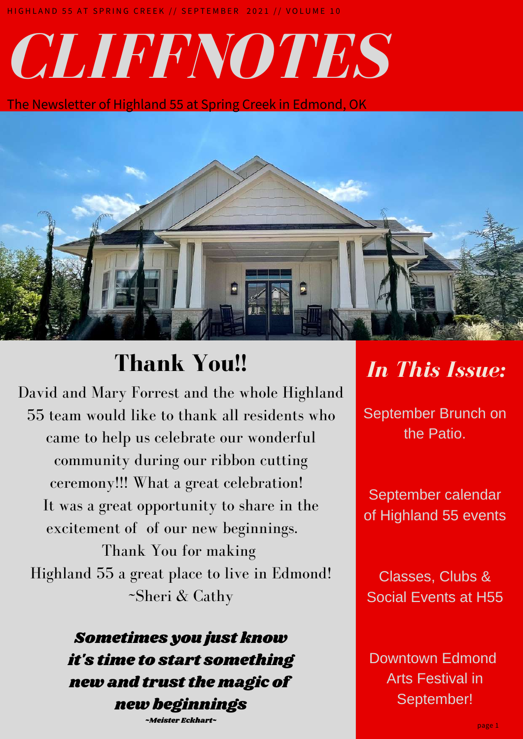HIGHLAND 55 AT SPRING CREEK // SEPTEMBER 2021 // VOLUME 10

# *CLIFFNOTES*

The Newsletter of Highland 55 at Spring Creek in Edmond, OK

## Thank You!!

David and Mary Forrest and the whole Highland 55 team would like to thank all residents who came to help us celebrate our wonderful community during our ribbon cutting ceremony!!! What a great celebration! It was a great opportunity to share in the excitement of of our new beginnings. Thank You for making Highland 55 a great place to live in Edmond!
~Sheri & Cathy

***Sometimes you just know it's time to start something new and trust the magic of new beginnings***
*~Meister Eckhart~*

## *In This Issue:*

September Brunch on the Patio.

September calendar of Highland 55 events

Classes, Clubs & Social Events at H55

Downtown Edmond Arts Festival in September!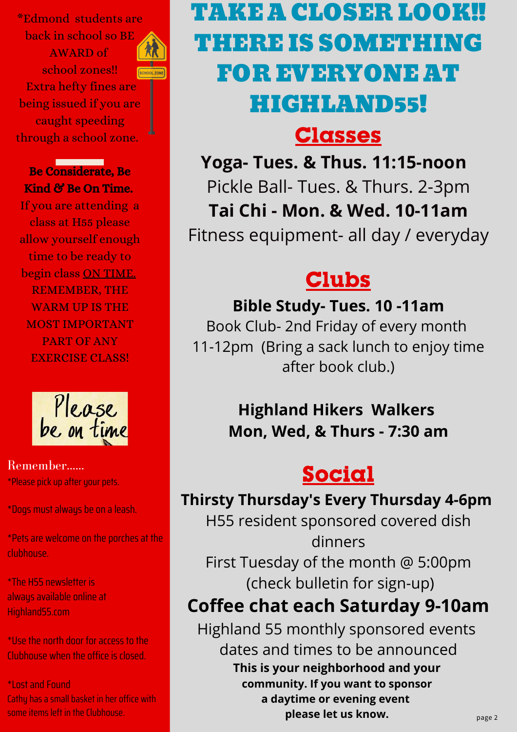*Edmond students are back in school so BE AWARD of school zones!! Extra hefty fines are being issued if you are caught speeding through a school zone.

**Be Considerate, Be Kind & Be On Time.**

If you are attending a class at H55 please allow yourself enough time to be ready to begin class ON TIME. REMEMBER, THE WARM UP IS THE MOST IMPORTANT PART OF ANY EXERCISE CLASS!

Please be on time

Remember......

*Please pick up after your pets.

*Dogs must always be on a leash.

*Pets are welcome on the porches at the clubhouse.

*The H55 newsletter is always available online at Highland55.com

*Use the north door for access to the Clubhouse when the office is closed.

*Lost and Found
Cathy has a small basket in her office with some items left in the Clubhouse.

# TAKE A CLOSER LOOK!! THERE IS SOMETHING FOR EVERYONE AT HIGHLAND55!

## Classes

**Yoga- Tues. & Thus. 11:15-noon**

Pickle Ball- Tues. & Thurs. 2-3pm

**Tai Chi - Mon. & Wed. 10-11am**

Fitness equipment- all day / everyday

## Clubs

**Bible Study- Tues. 10 -11am**

Book Club- 2nd Friday of every month 11-12pm (Bring a sack lunch to enjoy time after book club.)

**Highland Hikers Walkers**
**Mon, Wed, & Thurs - 7:30 am**

## Social

**Thirsty Thursday's Every Thursday 4-6pm**

H55 resident sponsored covered dish dinners
First Tuesday of the month @ 5:00pm
(check bulletin for sign-up)

**Coffee chat each Saturday 9-10am**

Highland 55 monthly sponsored events dates and times to be announced

**This is your neighborhood and your community. If you want to sponsor a daytime or evening event please let us know.**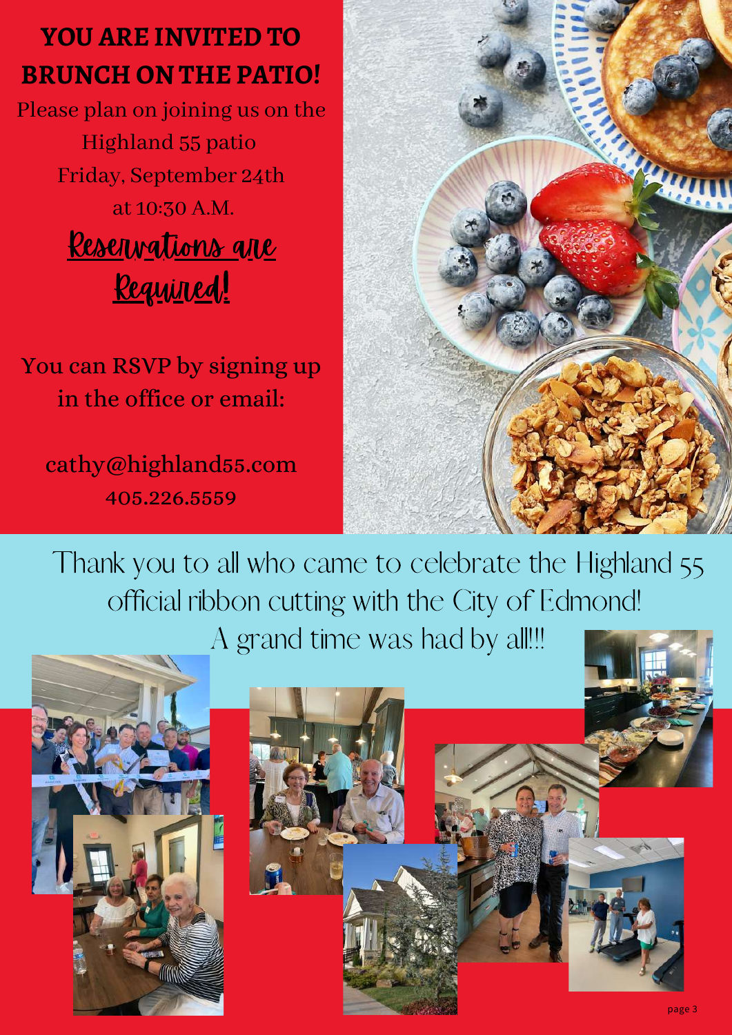# YOU ARE INVITED TO BRUNCH ON THE PATIO!

Please plan on joining us on the Highland 55 patio Friday, September 24th at 10:30 A.M.

**Reservations are Required!**

You can RSVP by signing up in the office or email:

cathy@highland55.com
405.226.5559

Thank you to all who came to celebrate the Highland 55 official ribbon cutting with the City of Edmond! A grand time was had by all!!!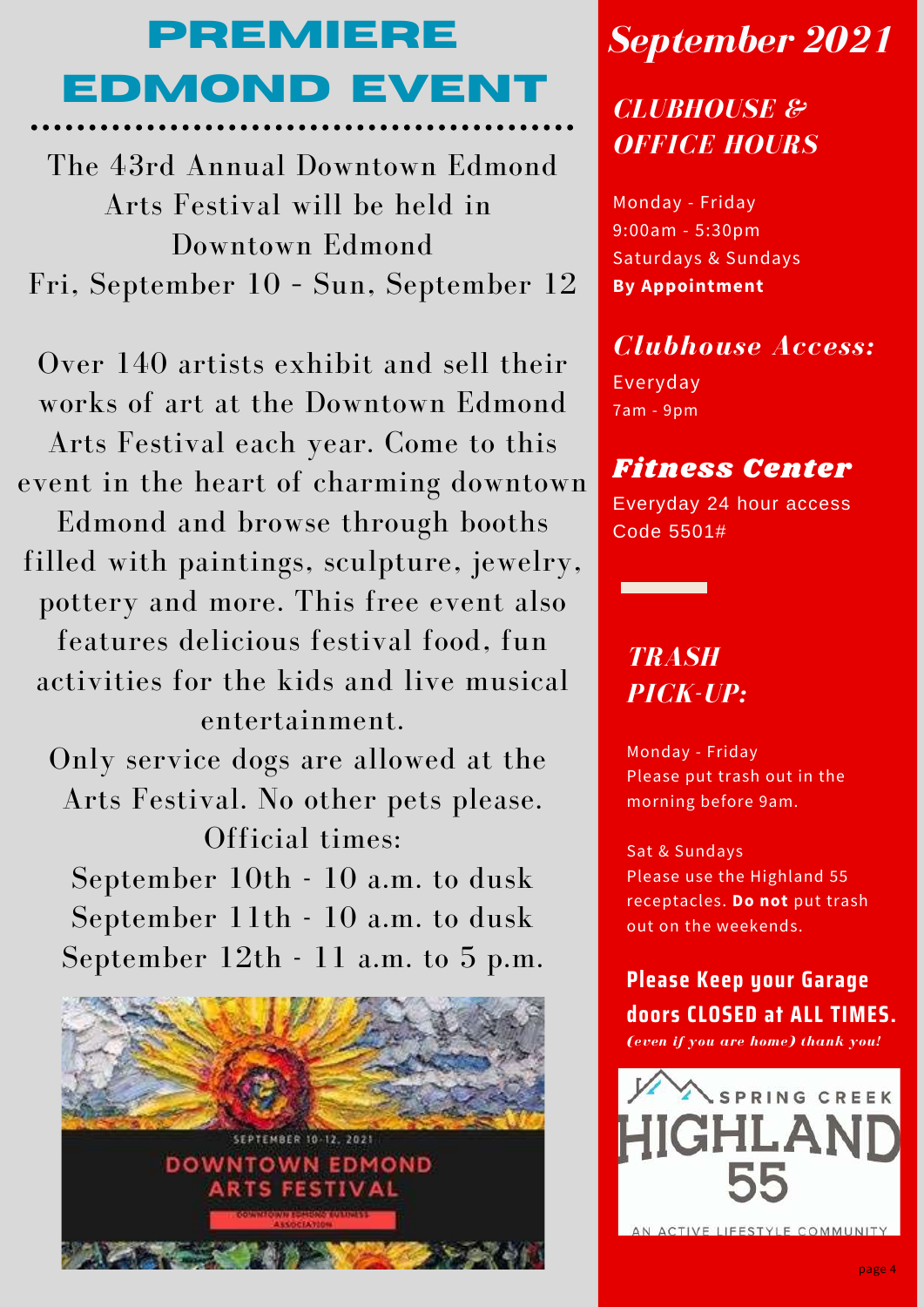# PREMIERE EDMOND EVENT

The 43rd Annual Downtown Edmond Arts Festival will be held in Downtown Edmond
Fri, September 10 - Sun, September 12

Over 140 artists exhibit and sell their works of art at the Downtown Edmond Arts Festival each year. Come to this event in the heart of charming downtown Edmond and browse through booths filled with paintings, sculpture, jewelry, pottery and more. This free event also features delicious festival food, fun activities for the kids and live musical entertainment.

Only service dogs are allowed at the Arts Festival. No other pets please.

Official times:
September 10th - 10 a.m. to dusk
September 11th - 10 a.m. to dusk
September 12th - 11 a.m. to 5 p.m.

SEPTEMBER 10-12, 2021
DOWNTOWN EDMOND ARTS FESTIVAL

# *September 2021*

## *CLUBHOUSE & OFFICE HOURS*

Monday - Friday
9:00am - 5:30pm
Saturdays & Sundays
**By Appointment**

## *Clubhouse Access:*

Everyday
7am - 9pm

## *Fitness Center*

Everyday 24 hour access
Code 5501#

## *TRASH PICK-UP:*

Monday - Friday
Please put trash out in the morning before 9am.

Sat & Sundays
Please use the Highland 55 receptacles. **Do not** put trash out on the weekends.

**Please Keep your Garage doors CLOSED at ALL TIMES.**
***(even if you are home) thank you!***

SPRING CREEK
HIGHLAND 55
AN ACTIVE LIFESTYLE COMMUNITY